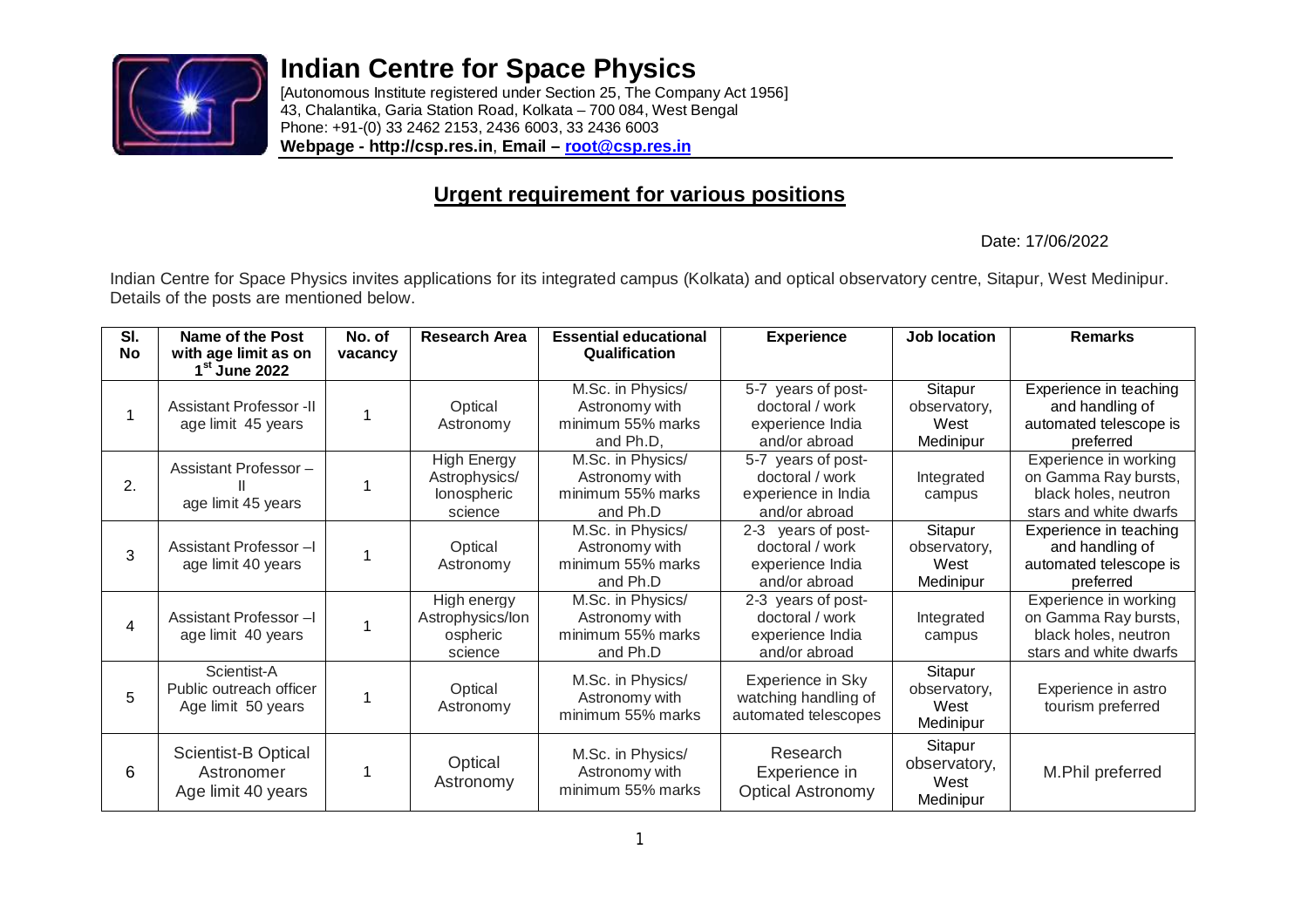# Indian Centre for Space Physics

[Autonomous Institute registered under Section 25, The Company Act 1956]
43, Chalantika, Garia Station Road, Kolkata – 700 084, West Bengal
Phone: +91-(0) 33 2462 2153, 2436 6003, 33 2436 6003
**Webpage - http://csp.res.in**, **Email – root@csp.res.in**

## Urgent requirement for various positions

Date: 17/06/2022

Indian Centre for Space Physics invites applications for its integrated campus (Kolkata) and optical observatory centre, Sitapur, West Medinipur. Details of the posts are mentioned below.

| Sl. No | Name of the Post with age limit as on 1st June 2022 | No. of vacancy | Research Area | Essential educational Qualification | Experience | Job location | Remarks |
|---|---|---|---|---|---|---|---|
| 1 | Assistant Professor -II age limit 45 years | 1 | Optical Astronomy | M.Sc. in Physics/ Astronomy with minimum 55% marks and Ph.D, | 5-7 years of post-doctoral / work experience India and/or abroad | Sitapur observatory, West Medinipur | Experience in teaching and handling of automated telescope is preferred |
| 2. | Assistant Professor – II age limit 45 years | 1 | High Energy Astrophysics/ Ionospheric science | M.Sc. in Physics/ Astronomy with minimum 55% marks and Ph.D | 5-7 years of post-doctoral / work experience in India and/or abroad | Integrated campus | Experience in working on Gamma Ray bursts, black holes, neutron stars and white dwarfs |
| 3 | Assistant Professor –I age limit 40 years | 1 | Optical Astronomy | M.Sc. in Physics/ Astronomy with minimum 55% marks and Ph.D | 2-3 years of post-doctoral / work experience India and/or abroad | Sitapur observatory, West Medinipur | Experience in teaching and handling of automated telescope is preferred |
| 4 | Assistant Professor –I age limit 40 years | 1 | High energy Astrophysics/Ionospheric science | M.Sc. in Physics/ Astronomy with minimum 55% marks and Ph.D | 2-3 years of post-doctoral / work experience India and/or abroad | Integrated campus | Experience in working on Gamma Ray bursts, black holes, neutron stars and white dwarfs |
| 5 | Scientist-A Public outreach officer Age limit 50 years | 1 | Optical Astronomy | M.Sc. in Physics/ Astronomy with minimum 55% marks | Experience in Sky watching handling of automated telescopes | Sitapur observatory, West Medinipur | Experience in astro tourism preferred |
| 6 | Scientist-B Optical Astronomer Age limit 40 years | 1 | Optical Astronomy | M.Sc. in Physics/ Astronomy with minimum 55% marks | Research Experience in Optical Astronomy | Sitapur observatory, West Medinipur | M.Phil preferred |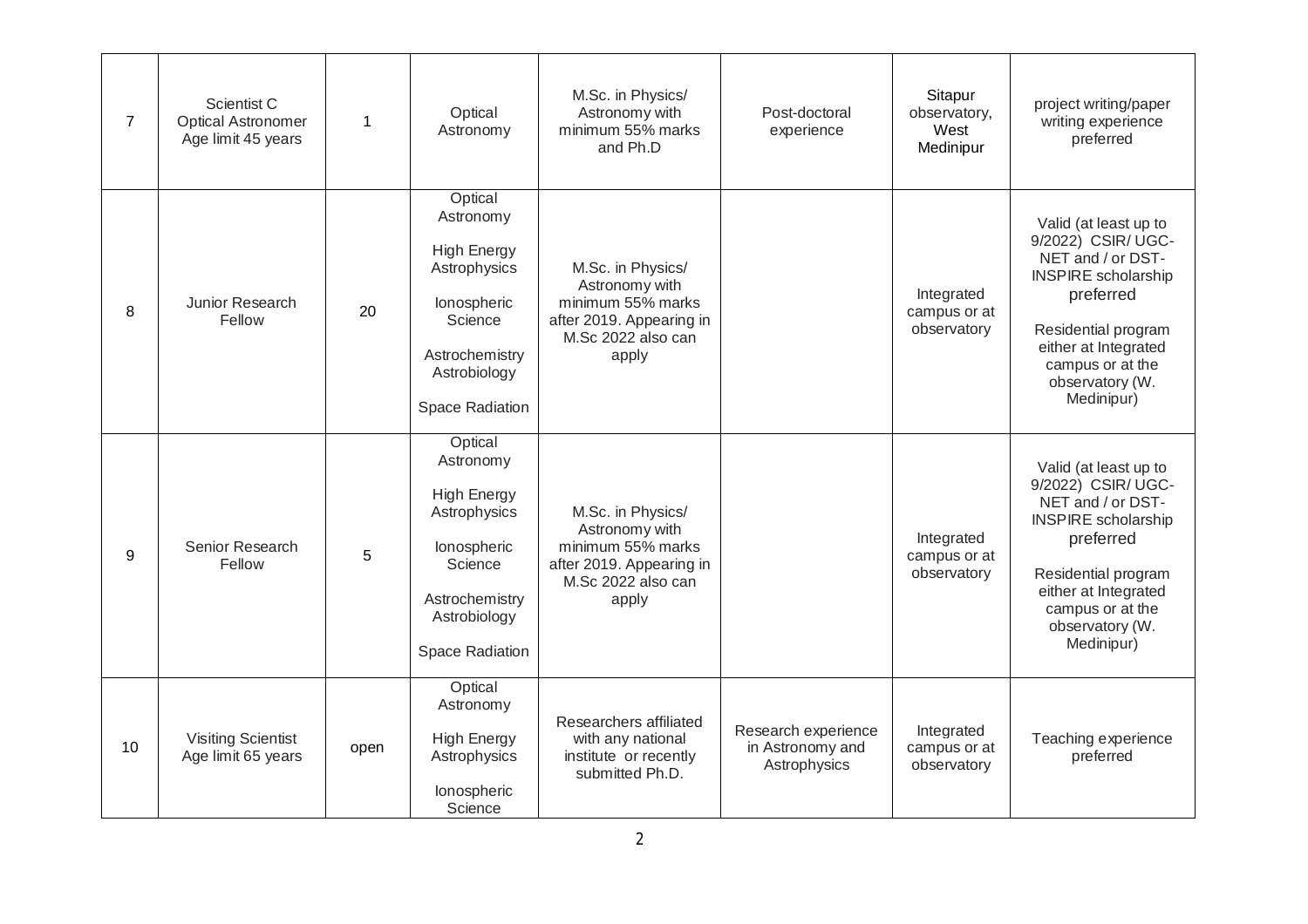| 7 | Scientist C<br>Optical Astronomer<br>Age limit 45 years | 1 | Optical Astronomy | M.Sc. in Physics/ Astronomy with minimum 55% marks and Ph.D | Post-doctoral experience | Sitapur observatory, West Medinipur | project writing/paper writing experience preferred |
|---|---|---|---|---|---|---|---|
| 8 | Junior Research Fellow | 20 | Optical Astronomy<br><br>High Energy Astrophysics<br><br>Ionospheric Science<br><br>Astrochemistry Astrobiology<br><br>Space Radiation | M.Sc. in Physics/ Astronomy with minimum 55% marks after 2019. Appearing in M.Sc 2022 also can apply | | Integrated campus or at observatory | Valid (at least up to 9/2022) CSIR/ UGC-NET and / or DST-INSPIRE scholarship preferred<br><br>Residential program either at Integrated campus or at the observatory (W. Medinipur) |
| 9 | Senior Research Fellow | 5 | Optical Astronomy<br><br>High Energy Astrophysics<br><br>Ionospheric Science<br><br>Astrochemistry Astrobiology<br><br>Space Radiation | M.Sc. in Physics/ Astronomy with minimum 55% marks after 2019. Appearing in M.Sc 2022 also can apply | | Integrated campus or at observatory | Valid (at least up to 9/2022) CSIR/ UGC-NET and / or DST-INSPIRE scholarship preferred<br><br>Residential program either at Integrated campus or at the observatory (W. Medinipur) |
| 10 | Visiting Scientist<br>Age limit 65 years | open | Optical Astronomy<br><br>High Energy Astrophysics<br><br>Ionospheric Science | Researchers affiliated with any national institute or recently submitted Ph.D. | Research experience in Astronomy and Astrophysics | Integrated campus or at observatory | Teaching experience preferred |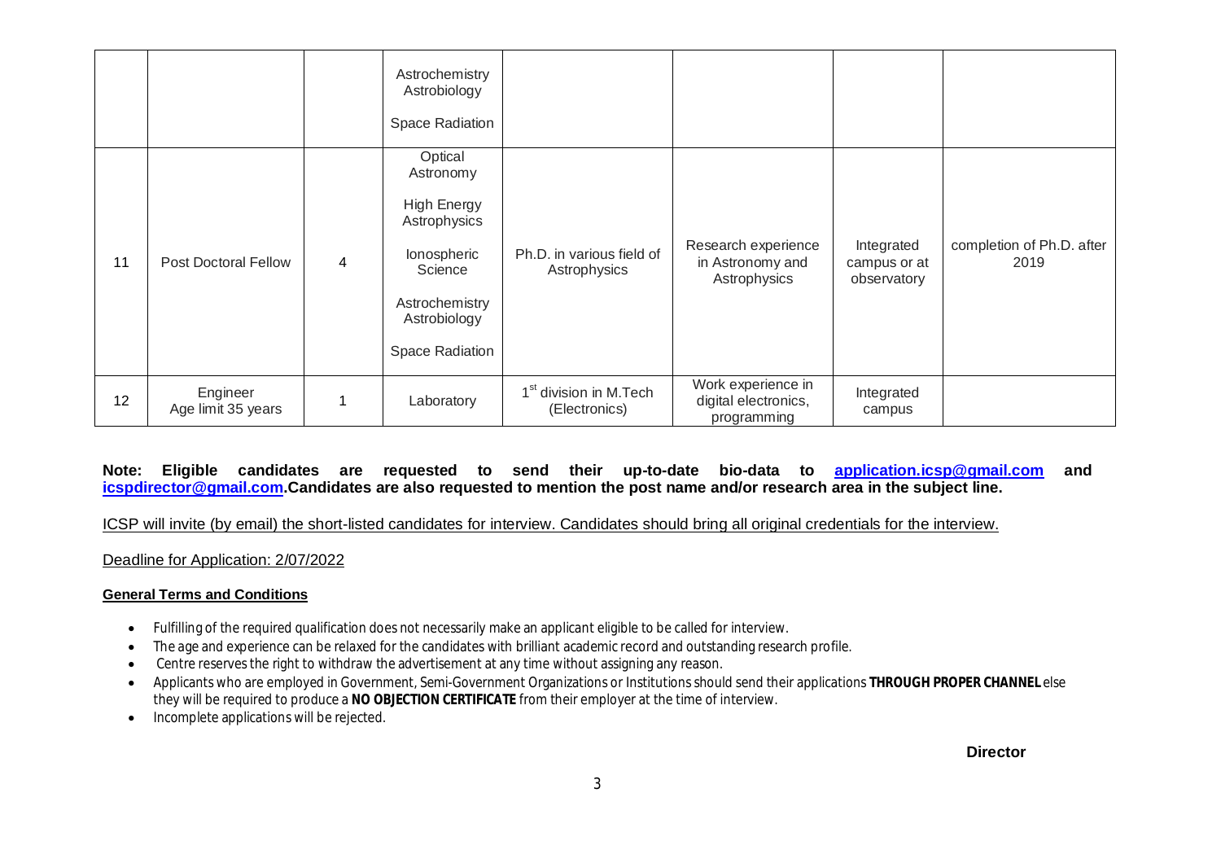| | | | | | | | |
|---|---|---|---|---|---|---|---|
| | | | Astrochemistry<br>Astrobiology<br><br>Space Radiation | | | | |
| 11 | Post Doctoral Fellow | 4 | Optical Astronomy<br><br>High Energy Astrophysics<br><br>Ionospheric Science<br><br>Astrochemistry<br>Astrobiology<br><br>Space Radiation | Ph.D. in various field of Astrophysics | Research experience in Astronomy and Astrophysics | Integrated campus or at observatory | completion of Ph.D. after 2019 |
| 12 | Engineer<br>Age limit 35 years | 1 | Laboratory | 1st division in M.Tech (Electronics) | Work experience in digital electronics, programming | Integrated campus | |

**Note: Eligible candidates are requested to send their up-to-date bio-data to application.icsp@gmail.com and icspdirector@gmail.com. Candidates are also requested to mention the post name and/or research area in the subject line.**

ICSP will invite (by email) the short-listed candidates for interview. Candidates should bring all original credentials for the interview.

Deadline for Application: 2/07/2022

**General Terms and Conditions**

- Fulfilling of the required qualification does not necessarily make an applicant eligible to be called for interview.
- The age and experience can be relaxed for the candidates with brilliant academic record and outstanding research profile.
- Centre reserves the right to withdraw the advertisement at any time without assigning any reason.
- Applicants who are employed in Government, Semi-Government Organizations or Institutions should send their applications **THROUGH PROPER CHANNEL** else they will be required to produce a **NO OBJECTION CERTIFICATE** from their employer at the time of interview.
- Incomplete applications will be rejected.

**Director**